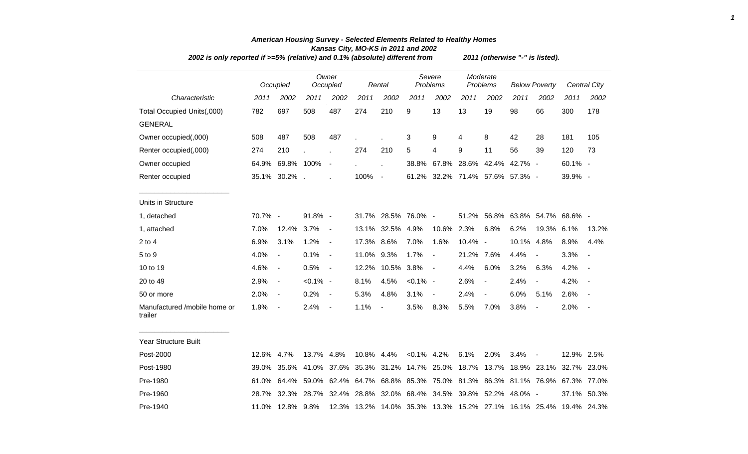*American Housing Survey - Selected Elements Related to Healthy Homes*
*Kansas City, MO-KS in 2011 and 2002*
*2002 is only reported if >=5% (relative) and 0.1% (absolute) different from 2011 (otherwise "-" is listed).*

| | Occupied | | Owner Occupied | | Rental | | Severe Problems | | Moderate Problems | | Below Poverty | | Central City | |
|---|---|---|---|---|---|---|---|---|---|---|---|---|---|---|
| *Characteristic* | *2011* | *2002* | *2011* | *2002* | *2011* | *2002* | *2011* | *2002* | *2011* | *2002* | *2011* | *2002* | *2011* | *2002* |
| Total Occupied Units(,000) | 782 | 697 | 508 | 487 | 274 | 210 | 9 | 13 | 13 | 19 | 98 | 66 | 300 | 178 |
| GENERAL | | | | | | | | | | | | | | |
| Owner occupied(,000) | 508 | 487 | 508 | 487 | . | . | 3 | 9 | 4 | 8 | 42 | 28 | 181 | 105 |
| Renter occupied(,000) | 274 | 210 | . | . | 274 | 210 | 5 | 4 | 9 | 11 | 56 | 39 | 120 | 73 |
| Owner occupied | 64.9% | 69.8% | 100% | - | . | . | 38.8% | 67.8% | 28.6% | 42.4% | 42.7% | - | 60.1% | - |
| Renter occupied | 35.1% | 30.2% | . | . | 100% | - | 61.2% | 32.2% | 71.4% | 57.6% | 57.3% | - | 39.9% | - |
| Units in Structure | | | | | | | | | | | | | | |
| 1, detached | 70.7% | - | 91.8% | - | 31.7% | 28.5% | 76.0% | - | 51.2% | 56.8% | 63.8% | 54.7% | 68.6% | - |
| 1, attached | 7.0% | 12.4% | 3.7% | - | 13.1% | 32.5% | 4.9% | 10.6% | 2.3% | 6.8% | 6.2% | 19.3% | 6.1% | 13.2% |
| 2 to 4 | 6.9% | 3.1% | 1.2% | - | 17.3% | 8.6% | 7.0% | 1.6% | 10.4% | - | 10.1% | 4.8% | 8.9% | 4.4% |
| 5 to 9 | 4.0% | - | 0.1% | - | 11.0% | 9.3% | 1.7% | - | 21.2% | 7.6% | 4.4% | - | 3.3% | - |
| 10 to 19 | 4.6% | - | 0.5% | - | 12.2% | 10.5% | 3.8% | - | 4.4% | 6.0% | 3.2% | 6.3% | 4.2% | - |
| 20 to 49 | 2.9% | - | <0.1% | - | 8.1% | 4.5% | <0.1% | - | 2.6% | - | 2.4% | - | 4.2% | - |
| 50 or more | 2.0% | - | 0.2% | - | 5.3% | 4.8% | 3.1% | - | 2.4% | - | 6.0% | 5.1% | 2.6% | - |
| Manufactured /mobile home or trailer | 1.9% | - | 2.4% | - | 1.1% | - | 3.5% | 8.3% | 5.5% | 7.0% | 3.8% | - | 2.0% | - |
| Year Structure Built | | | | | | | | | | | | | | |
| Post-2000 | 12.6% | 4.7% | 13.7% | 4.8% | 10.8% | 4.4% | <0.1% | 4.2% | 6.1% | 2.0% | 3.4% | - | 12.9% | 2.5% |
| Post-1980 | 39.0% | 35.6% | 41.0% | 37.6% | 35.3% | 31.2% | 14.7% | 25.0% | 18.7% | 13.7% | 18.9% | 23.1% | 32.7% | 23.0% |
| Pre-1980 | 61.0% | 64.4% | 59.0% | 62.4% | 64.7% | 68.8% | 85.3% | 75.0% | 81.3% | 86.3% | 81.1% | 76.9% | 67.3% | 77.0% |
| Pre-1960 | 28.7% | 32.3% | 28.7% | 32.4% | 28.8% | 32.0% | 68.4% | 34.5% | 39.8% | 52.2% | 48.0% | - | 37.1% | 50.3% |
| Pre-1940 | 11.0% | 12.8% | 9.8% | 12.3% | 13.2% | 14.0% | 35.3% | 13.3% | 15.2% | 27.1% | 16.1% | 25.4% | 19.4% | 24.3% |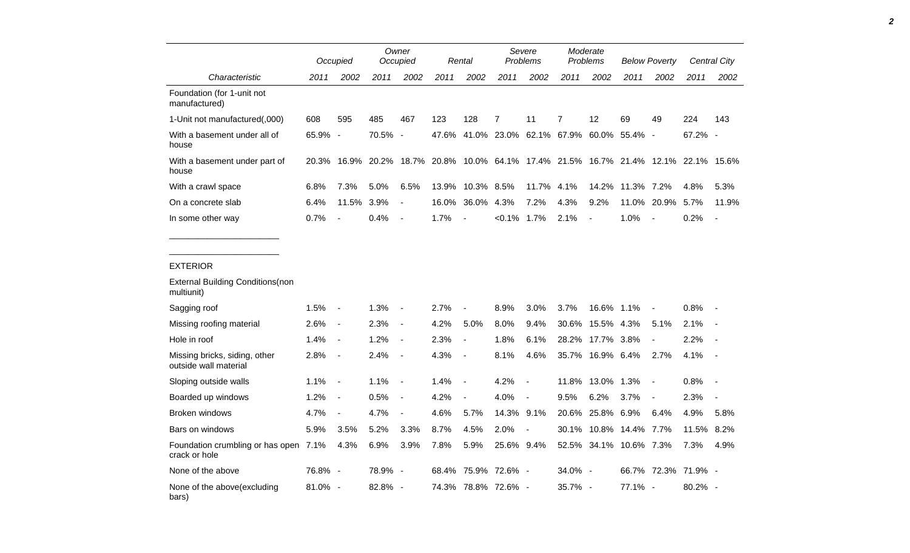| | Occupied | | Owner Occupied | | Rental | | Severe Problems | | Moderate Problems | | Below Poverty | | Central City | |
|---|---|---|---|---|---|---|---|---|---|---|---|---|---|---|
| Characteristic | 2011 | 2002 | 2011 | 2002 | 2011 | 2002 | 2011 | 2002 | 2011 | 2002 | 2011 | 2002 | 2011 | 2002 |
| Foundation (for 1-unit not manufactured) | | | | | | | | | | | | | | |
| 1-Unit not manufactured(,000) | 608 | 595 | 485 | 467 | 123 | 128 | 7 | 11 | 7 | 12 | 69 | 49 | 224 | 143 |
| With a basement under all of house | 65.9% | - | 70.5% | - | 47.6% | 41.0% | 23.0% | 62.1% | 67.9% | 60.0% | 55.4% | - | 67.2% | - |
| With a basement under part of house | 20.3% | 16.9% | 20.2% | 18.7% | 20.8% | 10.0% | 64.1% | 17.4% | 21.5% | 16.7% | 21.4% | 12.1% | 22.1% | 15.6% |
| With a crawl space | 6.8% | 7.3% | 5.0% | 6.5% | 13.9% | 10.3% | 8.5% | 11.7% | 4.1% | 14.2% | 11.3% | 7.2% | 4.8% | 5.3% |
| On a concrete slab | 6.4% | 11.5% | 3.9% | - | 16.0% | 36.0% | 4.3% | 7.2% | 4.3% | 9.2% | 11.0% | 20.9% | 5.7% | 11.9% |
| In some other way | 0.7% | - | 0.4% | - | 1.7% | - | <0.1% | 1.7% | 2.1% | - | 1.0% | - | 0.2% | - |
| EXTERIOR | | | | | | | | | | | | | | |
| External Building Conditions(non multiunit) | | | | | | | | | | | | | | |
| Sagging roof | 1.5% | - | 1.3% | - | 2.7% | - | 8.9% | 3.0% | 3.7% | 16.6% | 1.1% | - | 0.8% | - |
| Missing roofing material | 2.6% | - | 2.3% | - | 4.2% | 5.0% | 8.0% | 9.4% | 30.6% | 15.5% | 4.3% | 5.1% | 2.1% | - |
| Hole in roof | 1.4% | - | 1.2% | - | 2.3% | - | 1.8% | 6.1% | 28.2% | 17.7% | 3.8% | - | 2.2% | - |
| Missing bricks, siding, other outside wall material | 2.8% | - | 2.4% | - | 4.3% | - | 8.1% | 4.6% | 35.7% | 16.9% | 6.4% | 2.7% | 4.1% | - |
| Sloping outside walls | 1.1% | - | 1.1% | - | 1.4% | - | 4.2% | - | 11.8% | 13.0% | 1.3% | - | 0.8% | - |
| Boarded up windows | 1.2% | - | 0.5% | - | 4.2% | - | 4.0% | - | 9.5% | 6.2% | 3.7% | - | 2.3% | - |
| Broken windows | 4.7% | - | 4.7% | - | 4.6% | 5.7% | 14.3% | 9.1% | 20.6% | 25.8% | 6.9% | 6.4% | 4.9% | 5.8% |
| Bars on windows | 5.9% | 3.5% | 5.2% | 3.3% | 8.7% | 4.5% | 2.0% | - | 30.1% | 10.8% | 14.4% | 7.7% | 11.5% | 8.2% |
| Foundation crumbling or has open crack or hole | 7.1% | 4.3% | 6.9% | 3.9% | 7.8% | 5.9% | 25.6% | 9.4% | 52.5% | 34.1% | 10.6% | 7.3% | 7.3% | 4.9% |
| None of the above | 76.8% | - | 78.9% | - | 68.4% | 75.9% | 72.6% | - | 34.0% | - | 66.7% | 72.3% | 71.9% | - |
| None of the above(excluding bars) | 81.0% | - | 82.8% | - | 74.3% | 78.8% | 72.6% | - | 35.7% | - | 77.1% | - | 80.2% | - |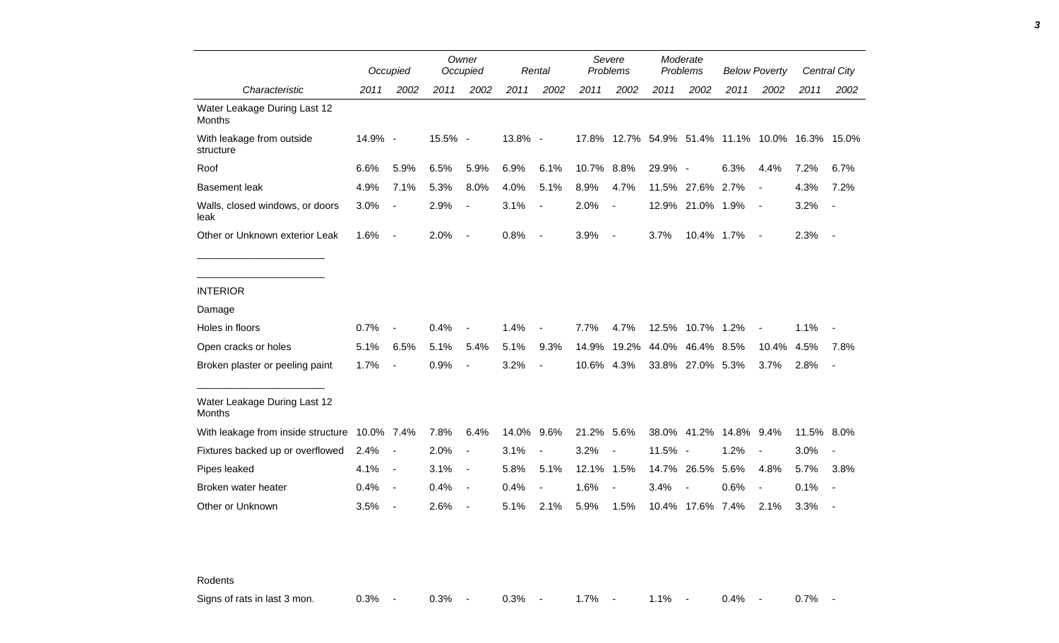| Characteristic | Occupied | | Owner Occupied | | Rental | | Severe Problems | | Moderate Problems | | Below Poverty | | Central City | |
|---|---|---|---|---|---|---|---|---|---|---|---|---|---|---|
| | 2011 | 2002 | 2011 | 2002 | 2011 | 2002 | 2011 | 2002 | 2011 | 2002 | 2011 | 2002 | 2011 | 2002 |
| Water Leakage During Last 12 Months | | | | | | | | | | | | | | |
| With leakage from outside structure | 14.9% | - | 15.5% | - | 13.8% | - | 17.8% | 12.7% | 54.9% | 51.4% | 11.1% | 10.0% | 16.3% | 15.0% |
| Roof | 6.6% | 5.9% | 6.5% | 5.9% | 6.9% | 6.1% | 10.7% | 8.8% | 29.9% | - | 6.3% | 4.4% | 7.2% | 6.7% |
| Basement leak | 4.9% | 7.1% | 5.3% | 8.0% | 4.0% | 5.1% | 8.9% | 4.7% | 11.5% | 27.6% | 2.7% | - | 4.3% | 7.2% |
| Walls, closed windows, or doors leak | 3.0% | - | 2.9% | - | 3.1% | - | 2.0% | - | 12.9% | 21.0% | 1.9% | - | 3.2% | - |
| Other or Unknown exterior Leak | 1.6% | - | 2.0% | - | 0.8% | - | 3.9% | - | 3.7% | 10.4% | 1.7% | - | 2.3% | - |
| INTERIOR | | | | | | | | | | | | | | |
| Damage | | | | | | | | | | | | | | |
| Holes in floors | 0.7% | - | 0.4% | - | 1.4% | - | 7.7% | 4.7% | 12.5% | 10.7% | 1.2% | - | 1.1% | - |
| Open cracks or holes | 5.1% | 6.5% | 5.1% | 5.4% | 5.1% | 9.3% | 14.9% | 19.2% | 44.0% | 46.4% | 8.5% | 10.4% | 4.5% | 7.8% |
| Broken plaster or peeling paint | 1.7% | - | 0.9% | - | 3.2% | - | 10.6% | 4.3% | 33.8% | 27.0% | 5.3% | 3.7% | 2.8% | - |
| Water Leakage During Last 12 Months | | | | | | | | | | | | | | |
| With leakage from inside structure | 10.0% | 7.4% | 7.8% | 6.4% | 14.0% | 9.6% | 21.2% | 5.6% | 38.0% | 41.2% | 14.8% | 9.4% | 11.5% | 8.0% |
| Fixtures backed up or overflowed | 2.4% | - | 2.0% | - | 3.1% | - | 3.2% | - | 11.5% | - | 1.2% | - | 3.0% | - |
| Pipes leaked | 4.1% | - | 3.1% | - | 5.8% | 5.1% | 12.1% | 1.5% | 14.7% | 26.5% | 5.6% | 4.8% | 5.7% | 3.8% |
| Broken water heater | 0.4% | - | 0.4% | - | 0.4% | - | 1.6% | - | 3.4% | - | 0.6% | - | 0.1% | - |
| Other or Unknown | 3.5% | - | 2.6% | - | 5.1% | 2.1% | 5.9% | 1.5% | 10.4% | 17.6% | 7.4% | 2.1% | 3.3% | - |
| Rodents | | | | | | | | | | | | | | |
| Signs of rats in last 3 mon. | 0.3% | - | 0.3% | - | 0.3% | - | 1.7% | - | 1.1% | - | 0.4% | - | 0.7% | - |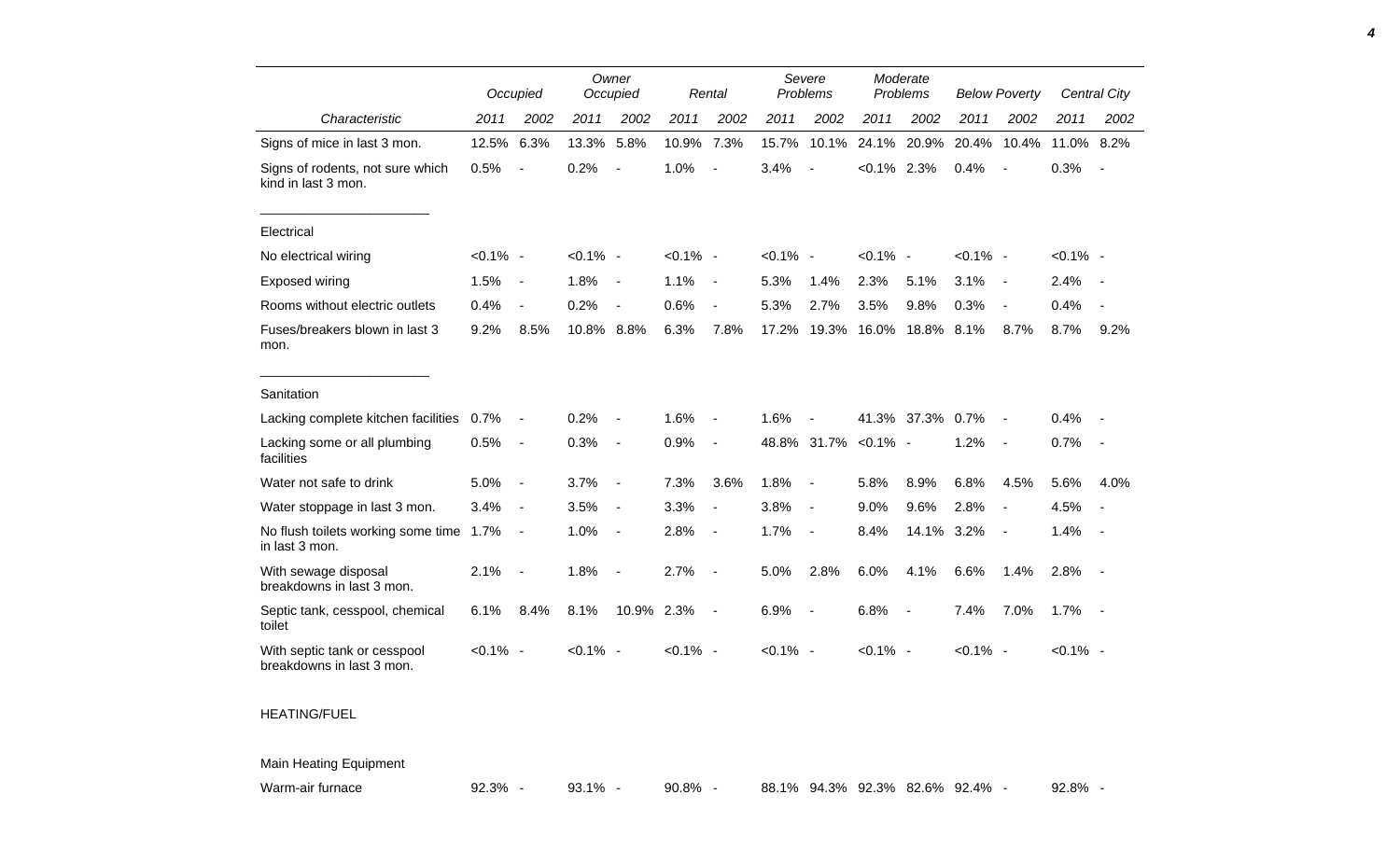| Characteristic | Occupied 2011 | Occupied 2002 | Owner Occupied 2011 | Owner Occupied 2002 | Rental 2011 | Rental 2002 | Severe Problems 2011 | Severe Problems 2002 | Moderate Problems 2011 | Moderate Problems 2002 | Below Poverty 2011 | Below Poverty 2002 | Central City 2011 | Central City 2002 |
|---|---|---|---|---|---|---|---|---|---|---|---|---|---|---|
| Signs of mice in last 3 mon. | 12.5% | 6.3% | 13.3% | 5.8% | 10.9% | 7.3% | 15.7% | 10.1% | 24.1% | 20.9% | 20.4% | 10.4% | 11.0% | 8.2% |
| Signs of rodents, not sure which kind in last 3 mon. | 0.5% | - | 0.2% | - | 1.0% | - | 3.4% | - | <0.1% | 2.3% | 0.4% | - | 0.3% | - |
| Electrical | | | | | | | | | | | | | | |
| No electrical wiring | <0.1% | - | <0.1% | - | <0.1% | - | <0.1% | - | <0.1% | - | <0.1% | - | <0.1% | - |
| Exposed wiring | 1.5% | - | 1.8% | - | 1.1% | - | 5.3% | 1.4% | 2.3% | 5.1% | 3.1% | - | 2.4% | - |
| Rooms without electric outlets | 0.4% | - | 0.2% | - | 0.6% | - | 5.3% | 2.7% | 3.5% | 9.8% | 0.3% | - | 0.4% | - |
| Fuses/breakers blown in last 3 mon. | 9.2% | 8.5% | 10.8% | 8.8% | 6.3% | 7.8% | 17.2% | 19.3% | 16.0% | 18.8% | 8.1% | 8.7% | 8.7% | 9.2% |
| Sanitation | | | | | | | | | | | | | | |
| Lacking complete kitchen facilities | 0.7% | - | 0.2% | - | 1.6% | - | 1.6% | - | 41.3% | 37.3% | 0.7% | - | 0.4% | - |
| Lacking some or all plumbing facilities | 0.5% | - | 0.3% | - | 0.9% | - | 48.8% | 31.7% | <0.1% | - | 1.2% | - | 0.7% | - |
| Water not safe to drink | 5.0% | - | 3.7% | - | 7.3% | 3.6% | 1.8% | - | 5.8% | 8.9% | 6.8% | 4.5% | 5.6% | 4.0% |
| Water stoppage in last 3 mon. | 3.4% | - | 3.5% | - | 3.3% | - | 3.8% | - | 9.0% | 9.6% | 2.8% | - | 4.5% | - |
| No flush toilets working some time in last 3 mon. | 1.7% | - | 1.0% | - | 2.8% | - | 1.7% | - | 8.4% | 14.1% | 3.2% | - | 1.4% | - |
| With sewage disposal breakdowns in last 3 mon. | 2.1% | - | 1.8% | - | 2.7% | - | 5.0% | 2.8% | 6.0% | 4.1% | 6.6% | 1.4% | 2.8% | - |
| Septic tank, cesspool, chemical toilet | 6.1% | 8.4% | 8.1% | 10.9% | 2.3% | - | 6.9% | - | 6.8% | - | 7.4% | 7.0% | 1.7% | - |
| With septic tank or cesspool breakdowns in last 3 mon. | <0.1% | - | <0.1% | - | <0.1% | - | <0.1% | - | <0.1% | - | <0.1% | - | <0.1% | - |
| HEATING/FUEL | | | | | | | | | | | | | | |
| Main Heating Equipment | | | | | | | | | | | | | | |
| Warm-air furnace | 92.3% | - | 93.1% | - | 90.8% | - | 88.1% | 94.3% | 92.3% | 82.6% | 92.4% | - | 92.8% | - |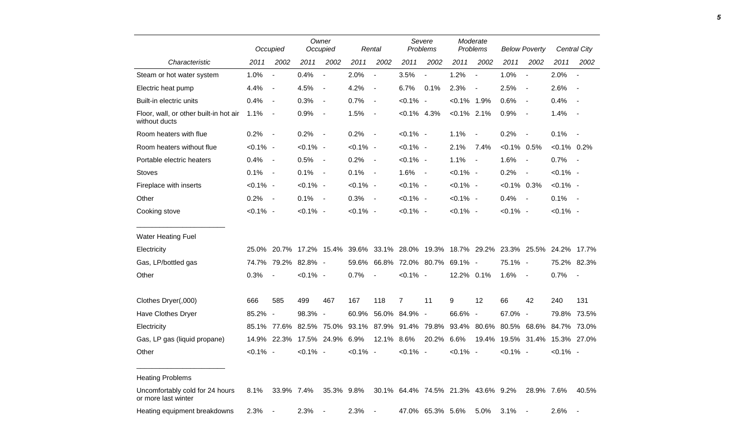| | Occupied | | Owner Occupied | | Rental | | Severe Problems | | Moderate Problems | | Below Poverty | | Central City | |
|---|---|---|---|---|---|---|---|---|---|---|---|---|---|---|
| Characteristic | 2011 | 2002 | 2011 | 2002 | 2011 | 2002 | 2011 | 2002 | 2011 | 2002 | 2011 | 2002 | 2011 | 2002 |
| Steam or hot water system | 1.0% | - | 0.4% | - | 2.0% | - | 3.5% | - | 1.2% | - | 1.0% | - | 2.0% | - |
| Electric heat pump | 4.4% | - | 4.5% | - | 4.2% | - | 6.7% | 0.1% | 2.3% | - | 2.5% | - | 2.6% | - |
| Built-in electric units | 0.4% | - | 0.3% | - | 0.7% | - | <0.1% | - | <0.1% | 1.9% | 0.6% | - | 0.4% | - |
| Floor, wall, or other built-in hot air without ducts | 1.1% | - | 0.9% | - | 1.5% | - | <0.1% | 4.3% | <0.1% | 2.1% | 0.9% | - | 1.4% | - |
| Room heaters with flue | 0.2% | - | 0.2% | - | 0.2% | - | <0.1% | - | 1.1% | - | 0.2% | - | 0.1% | - |
| Room heaters without flue | <0.1% | - | <0.1% | - | <0.1% | - | <0.1% | - | 2.1% | 7.4% | <0.1% | 0.5% | <0.1% | 0.2% |
| Portable electric heaters | 0.4% | - | 0.5% | - | 0.2% | - | <0.1% | - | 1.1% | - | 1.6% | - | 0.7% | - |
| Stoves | 0.1% | - | 0.1% | - | 0.1% | - | 1.6% | - | <0.1% | - | 0.2% | - | <0.1% | - |
| Fireplace with inserts | <0.1% | - | <0.1% | - | <0.1% | - | <0.1% | - | <0.1% | - | <0.1% | 0.3% | <0.1% | - |
| Other | 0.2% | - | 0.1% | - | 0.3% | - | <0.1% | - | <0.1% | - | 0.4% | - | 0.1% | - |
| Cooking stove | <0.1% | - | <0.1% | - | <0.1% | - | <0.1% | - | <0.1% | - | <0.1% | - | <0.1% | - |
| Water Heating Fuel | | | | | | | | | | | | | | |
| Electricity | 25.0% | 20.7% | 17.2% | 15.4% | 39.6% | 33.1% | 28.0% | 19.3% | 18.7% | 29.2% | 23.3% | 25.5% | 24.2% | 17.7% |
| Gas, LP/bottled gas | 74.7% | 79.2% | 82.8% | - | 59.6% | 66.8% | 72.0% | 80.7% | 69.1% | - | 75.1% | - | 75.2% | 82.3% |
| Other | 0.3% | - | <0.1% | - | 0.7% | - | <0.1% | - | 12.2% | 0.1% | 1.6% | - | 0.7% | - |
| Clothes Dryer(,000) | 666 | 585 | 499 | 467 | 167 | 118 | 7 | 11 | 9 | 12 | 66 | 42 | 240 | 131 |
| Have Clothes Dryer | 85.2% | - | 98.3% | - | 60.9% | 56.0% | 84.9% | - | 66.6% | - | 67.0% | - | 79.8% | 73.5% |
| Electricity | 85.1% | 77.6% | 82.5% | 75.0% | 93.1% | 87.9% | 91.4% | 79.8% | 93.4% | 80.6% | 80.5% | 68.6% | 84.7% | 73.0% |
| Gas, LP gas (liquid propane) | 14.9% | 22.3% | 17.5% | 24.9% | 6.9% | 12.1% | 8.6% | 20.2% | 6.6% | 19.4% | 19.5% | 31.4% | 15.3% | 27.0% |
| Other | <0.1% | - | <0.1% | - | <0.1% | - | <0.1% | - | <0.1% | - | <0.1% | - | <0.1% | - |
| Heating Problems | | | | | | | | | | | | | | |
| Uncomfortably cold for 24 hours or more last winter | 8.1% | 33.9% | 7.4% | 35.3% | 9.8% | 30.1% | 64.4% | 74.5% | 21.3% | 43.6% | 9.2% | 28.9% | 7.6% | 40.5% |
| Heating equipment breakdowns | 2.3% | - | 2.3% | - | 2.3% | - | 47.0% | 65.3% | 5.6% | 5.0% | 3.1% | - | 2.6% | - |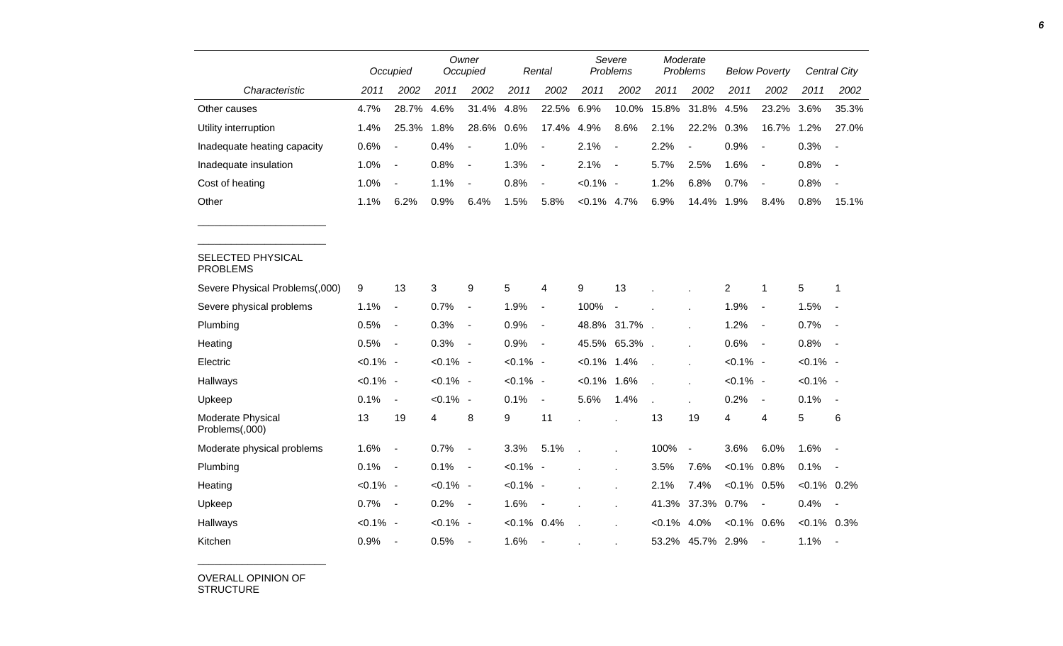| Characteristic | Occupied 2011 | Occupied 2002 | Owner Occupied 2011 | Owner Occupied 2002 | Rental 2011 | Rental 2002 | Severe Problems 2011 | Severe Problems 2002 | Moderate Problems 2011 | Moderate Problems 2002 | Below Poverty 2011 | Below Poverty 2002 | Central City 2011 | Central City 2002 |
|---|---|---|---|---|---|---|---|---|---|---|---|---|---|---|
| Other causes | 4.7% | 28.7% | 4.6% | 31.4% | 4.8% | 22.5% | 6.9% | 10.0% | 15.8% | 31.8% | 4.5% | 23.2% | 3.6% | 35.3% |
| Utility interruption | 1.4% | 25.3% | 1.8% | 28.6% | 0.6% | 17.4% | 4.9% | 8.6% | 2.1% | 22.2% | 0.3% | 16.7% | 1.2% | 27.0% |
| Inadequate heating capacity | 0.6% | - | 0.4% | - | 1.0% | - | 2.1% | - | 2.2% | - | 0.9% | - | 0.3% | - |
| Inadequate insulation | 1.0% | - | 0.8% | - | 1.3% | - | 2.1% | - | 5.7% | 2.5% | 1.6% | - | 0.8% | - |
| Cost of heating | 1.0% | - | 1.1% | - | 0.8% | - | <0.1% | - | 1.2% | 6.8% | 0.7% | - | 0.8% | - |
| Other | 1.1% | 6.2% | 0.9% | 6.4% | 1.5% | 5.8% | <0.1% | 4.7% | 6.9% | 14.4% | 1.9% | 8.4% | 0.8% | 15.1% |
| SELECTED PHYSICAL PROBLEMS | | | | | | | | | | | | | | |
| Severe Physical Problems(,000) | 9 | 13 | 3 | 9 | 5 | 4 | 9 | 13 | . | . | 2 | 1 | 5 | 1 |
| Severe physical problems | 1.1% | - | 0.7% | - | 1.9% | - | 100% | - | . | . | 1.9% | - | 1.5% | - |
| Plumbing | 0.5% | - | 0.3% | - | 0.9% | - | 48.8% | 31.7% | . | . | 1.2% | - | 0.7% | - |
| Heating | 0.5% | - | 0.3% | - | 0.9% | - | 45.5% | 65.3% | . | . | 0.6% | - | 0.8% | - |
| Electric | <0.1% | - | <0.1% | - | <0.1% | - | <0.1% | 1.4% | . | . | <0.1% | - | <0.1% | - |
| Hallways | <0.1% | - | <0.1% | - | <0.1% | - | <0.1% | 1.6% | . | . | <0.1% | - | <0.1% | - |
| Upkeep | 0.1% | - | <0.1% | - | 0.1% | - | 5.6% | 1.4% | . | . | 0.2% | - | 0.1% | - |
| Moderate Physical Problems(,000) | 13 | 19 | 4 | 8 | 9 | 11 | . | . | 13 | 19 | 4 | 4 | 5 | 6 |
| Moderate physical problems | 1.6% | - | 0.7% | - | 3.3% | 5.1% | . | . | 100% | - | 3.6% | 6.0% | 1.6% | - |
| Plumbing | 0.1% | - | 0.1% | - | <0.1% | - | . | . | 3.5% | 7.6% | <0.1% | 0.8% | 0.1% | - |
| Heating | <0.1% | - | <0.1% | - | <0.1% | - | . | . | 2.1% | 7.4% | <0.1% | 0.5% | <0.1% | 0.2% |
| Upkeep | 0.7% | - | 0.2% | - | 1.6% | - | . | . | 41.3% | 37.3% | 0.7% | - | 0.4% | - |
| Hallways | <0.1% | - | <0.1% | - | <0.1% | 0.4% | . | . | <0.1% | 4.0% | <0.1% | 0.6% | <0.1% | 0.3% |
| Kitchen | 0.9% | - | 0.5% | - | 1.6% | - | . | . | 53.2% | 45.7% | 2.9% | - | 1.1% | - |

OVERALL OPINION OF STRUCTURE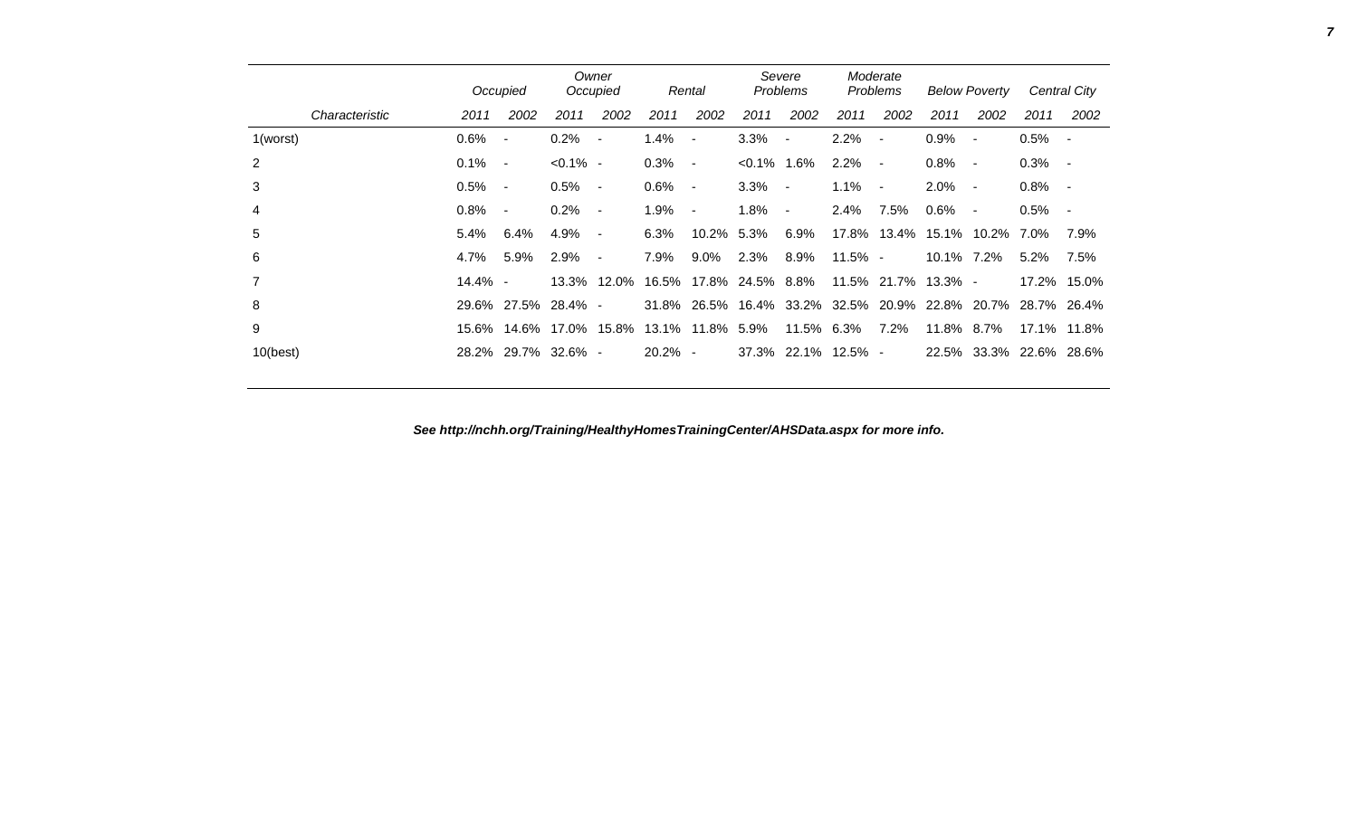| | Occupied | | Owner Occupied | | Rental | | Severe Problems | | Moderate Problems | | Below Poverty | | Central City | |
|---|---|---|---|---|---|---|---|---|---|---|---|---|---|---|
| Characteristic | 2011 | 2002 | 2011 | 2002 | 2011 | 2002 | 2011 | 2002 | 2011 | 2002 | 2011 | 2002 | 2011 | 2002 |
| 1(worst) | 0.6% | - | 0.2% | - | 1.4% | - | 3.3% | - | 2.2% | - | 0.9% | - | 0.5% | - |
| 2 | 0.1% | - | <0.1% | - | 0.3% | - | <0.1% | 1.6% | 2.2% | - | 0.8% | - | 0.3% | - |
| 3 | 0.5% | - | 0.5% | - | 0.6% | - | 3.3% | - | 1.1% | - | 2.0% | - | 0.8% | - |
| 4 | 0.8% | - | 0.2% | - | 1.9% | - | 1.8% | - | 2.4% | 7.5% | 0.6% | - | 0.5% | - |
| 5 | 5.4% | 6.4% | 4.9% | - | 6.3% | 10.2% | 5.3% | 6.9% | 17.8% | 13.4% | 15.1% | 10.2% | 7.0% | 7.9% |
| 6 | 4.7% | 5.9% | 2.9% | - | 7.9% | 9.0% | 2.3% | 8.9% | 11.5% | - | 10.1% | 7.2% | 5.2% | 7.5% |
| 7 | 14.4% | - | 13.3% | 12.0% | 16.5% | 17.8% | 24.5% | 8.8% | 11.5% | 21.7% | 13.3% | - | 17.2% | 15.0% |
| 8 | 29.6% | 27.5% | 28.4% | - | 31.8% | 26.5% | 16.4% | 33.2% | 32.5% | 20.9% | 22.8% | 20.7% | 28.7% | 26.4% |
| 9 | 15.6% | 14.6% | 17.0% | 15.8% | 13.1% | 11.8% | 5.9% | 11.5% | 6.3% | 7.2% | 11.8% | 8.7% | 17.1% | 11.8% |
| 10(best) | 28.2% | 29.7% | 32.6% | - | 20.2% | - | 37.3% | 22.1% | 12.5% | - | 22.5% | 33.3% | 22.6% | 28.6% |

***See http://nchh.org/Training/HealthyHomesTrainingCenter/AHSData.aspx for more info.***